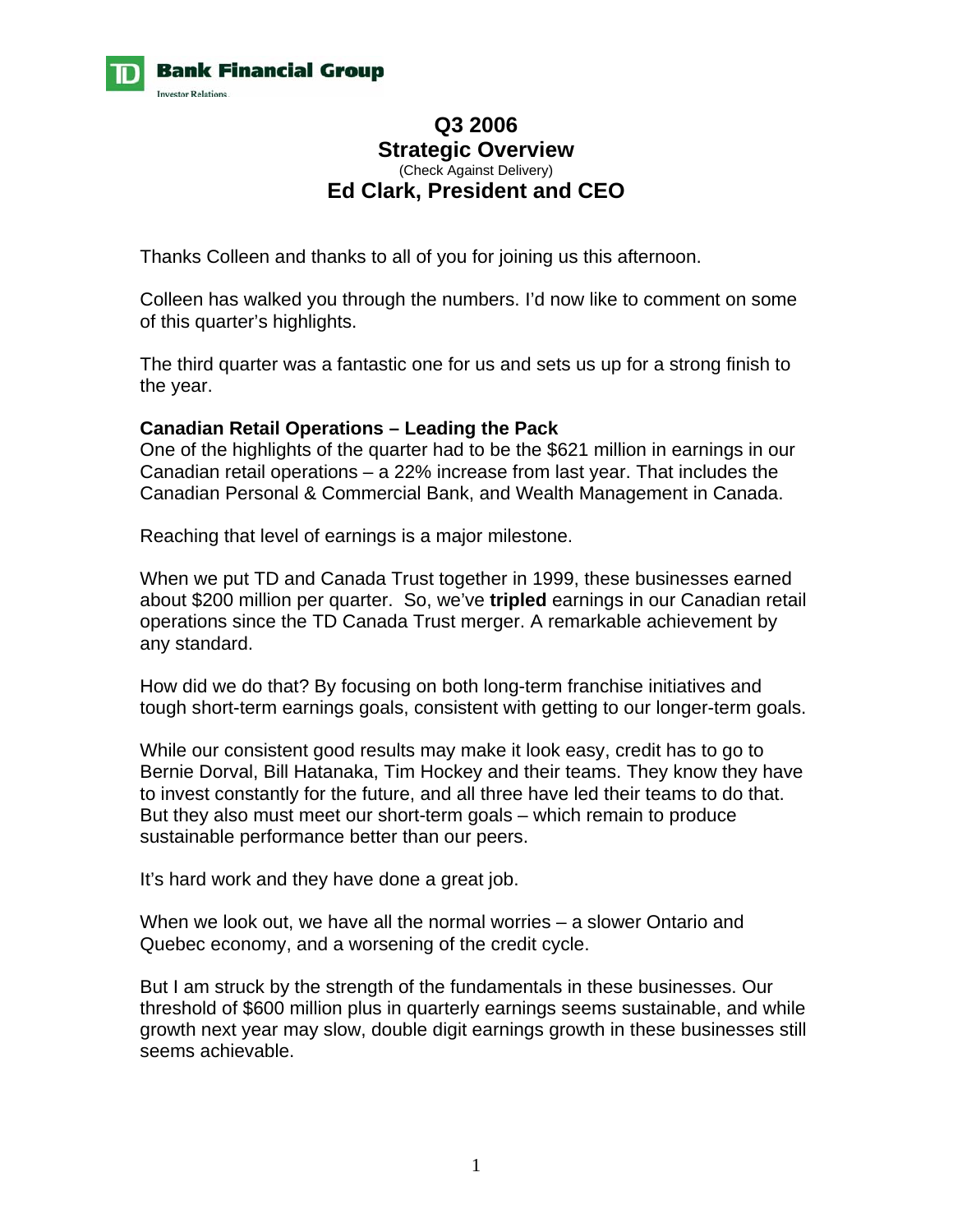# Q3 2006
# Strategic Overview

(Check Against Delivery)

## Ed Clark, President and CEO

Thanks Colleen and thanks to all of you for joining us this afternoon.

Colleen has walked you through the numbers. I'd now like to comment on some of this quarter's highlights.

The third quarter was a fantastic one for us and sets us up for a strong finish to the year.

**Canadian Retail Operations – Leading the Pack**

One of the highlights of the quarter had to be the $621 million in earnings in our Canadian retail operations – a 22% increase from last year. That includes the Canadian Personal & Commercial Bank, and Wealth Management in Canada.

Reaching that level of earnings is a major milestone.

When we put TD and Canada Trust together in 1999, these businesses earned about $200 million per quarter. So, we've **tripled** earnings in our Canadian retail operations since the TD Canada Trust merger. A remarkable achievement by any standard.

How did we do that? By focusing on both long-term franchise initiatives and tough short-term earnings goals, consistent with getting to our longer-term goals.

While our consistent good results may make it look easy, credit has to go to Bernie Dorval, Bill Hatanaka, Tim Hockey and their teams. They know they have to invest constantly for the future, and all three have led their teams to do that. But they also must meet our short-term goals – which remain to produce sustainable performance better than our peers.

It's hard work and they have done a great job.

When we look out, we have all the normal worries – a slower Ontario and Quebec economy, and a worsening of the credit cycle.

But I am struck by the strength of the fundamentals in these businesses. Our threshold of $600 million plus in quarterly earnings seems sustainable, and while growth next year may slow, double digit earnings growth in these businesses still seems achievable.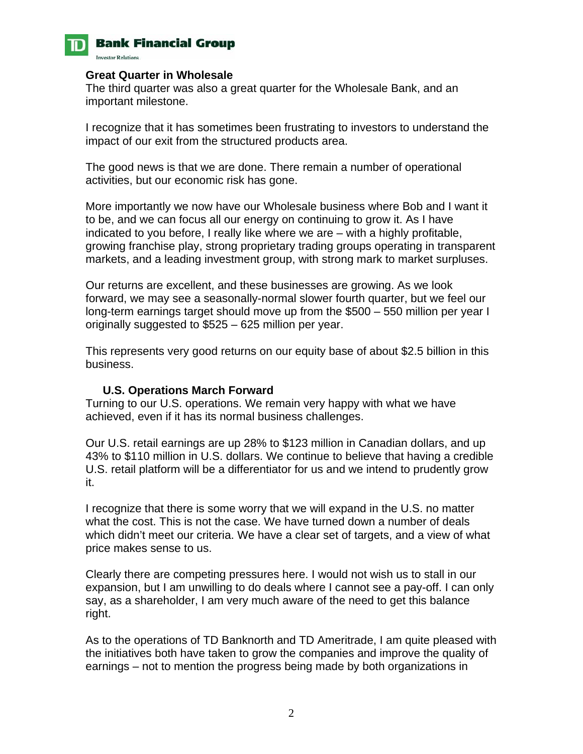**Great Quarter in Wholesale**

The third quarter was also a great quarter for the Wholesale Bank, and an important milestone.

I recognize that it has sometimes been frustrating to investors to understand the impact of our exit from the structured products area.

The good news is that we are done. There remain a number of operational activities, but our economic risk has gone.

More importantly we now have our Wholesale business where Bob and I want it to be, and we can focus all our energy on continuing to grow it. As I have indicated to you before, I really like where we are – with a highly profitable, growing franchise play, strong proprietary trading groups operating in transparent markets, and a leading investment group, with strong mark to market surpluses.

Our returns are excellent, and these businesses are growing. As we look forward, we may see a seasonally-normal slower fourth quarter, but we feel our long-term earnings target should move up from the $500 – 550 million per year I originally suggested to $525 – 625 million per year.

This represents very good returns on our equity base of about $2.5 billion in this business.

**U.S. Operations March Forward**

Turning to our U.S. operations. We remain very happy with what we have achieved, even if it has its normal business challenges.

Our U.S. retail earnings are up 28% to $123 million in Canadian dollars, and up 43% to $110 million in U.S. dollars. We continue to believe that having a credible U.S. retail platform will be a differentiator for us and we intend to prudently grow it.

I recognize that there is some worry that we will expand in the U.S. no matter what the cost. This is not the case. We have turned down a number of deals which didn't meet our criteria. We have a clear set of targets, and a view of what price makes sense to us.

Clearly there are competing pressures here. I would not wish us to stall in our expansion, but I am unwilling to do deals where I cannot see a pay-off. I can only say, as a shareholder, I am very much aware of the need to get this balance right.

As to the operations of TD Banknorth and TD Ameritrade, I am quite pleased with the initiatives both have taken to grow the companies and improve the quality of earnings – not to mention the progress being made by both organizations in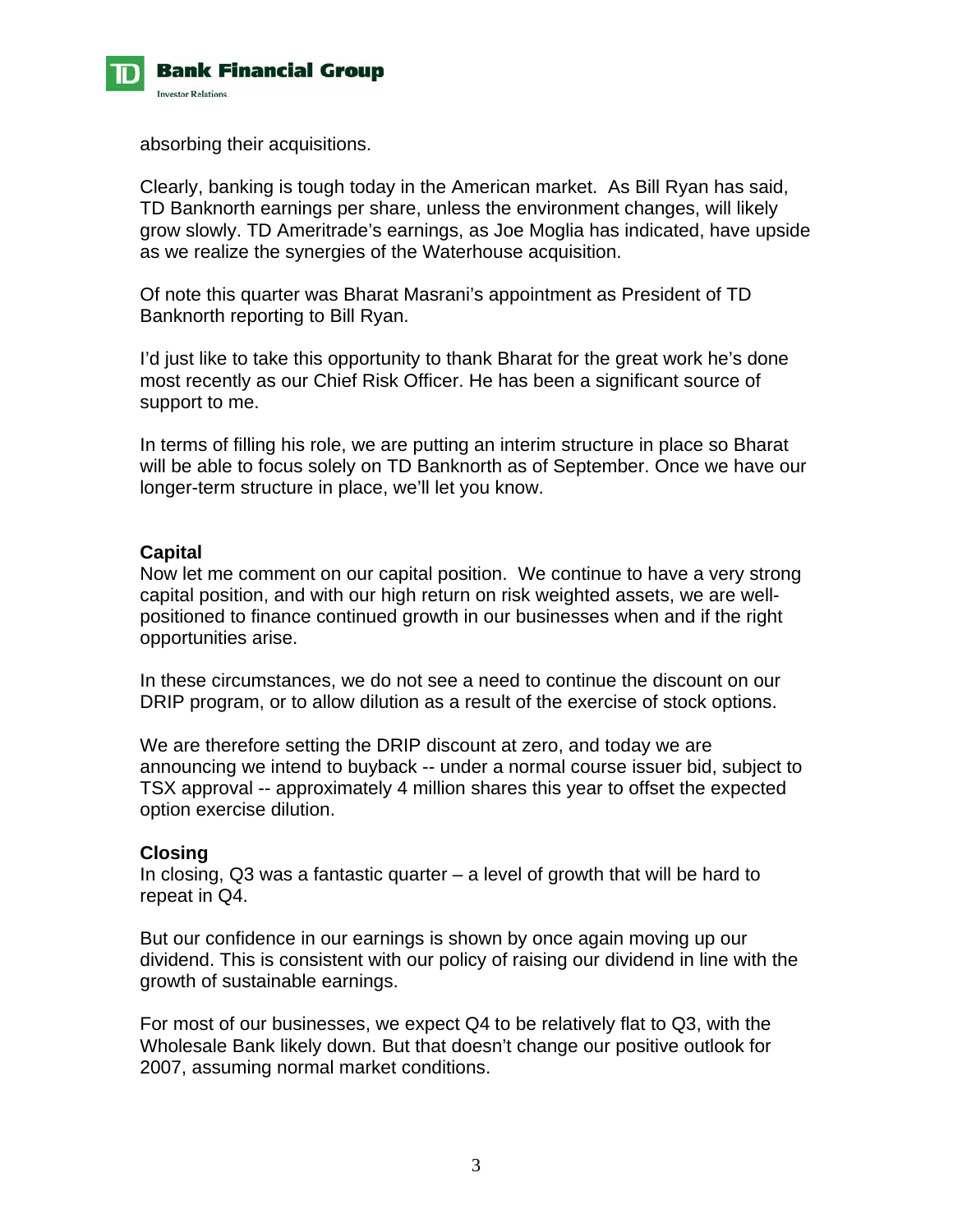absorbing their acquisitions.

Clearly, banking is tough today in the American market. As Bill Ryan has said, TD Banknorth earnings per share, unless the environment changes, will likely grow slowly. TD Ameritrade's earnings, as Joe Moglia has indicated, have upside as we realize the synergies of the Waterhouse acquisition.

Of note this quarter was Bharat Masrani's appointment as President of TD Banknorth reporting to Bill Ryan.

I'd just like to take this opportunity to thank Bharat for the great work he's done most recently as our Chief Risk Officer. He has been a significant source of support to me.

In terms of filling his role, we are putting an interim structure in place so Bharat will be able to focus solely on TD Banknorth as of September. Once we have our longer-term structure in place, we'll let you know.

**Capital**

Now let me comment on our capital position. We continue to have a very strong capital position, and with our high return on risk weighted assets, we are well-positioned to finance continued growth in our businesses when and if the right opportunities arise.

In these circumstances, we do not see a need to continue the discount on our DRIP program, or to allow dilution as a result of the exercise of stock options.

We are therefore setting the DRIP discount at zero, and today we are announcing we intend to buyback -- under a normal course issuer bid, subject to TSX approval -- approximately 4 million shares this year to offset the expected option exercise dilution.

**Closing**

In closing, Q3 was a fantastic quarter – a level of growth that will be hard to repeat in Q4.

But our confidence in our earnings is shown by once again moving up our dividend. This is consistent with our policy of raising our dividend in line with the growth of sustainable earnings.

For most of our businesses, we expect Q4 to be relatively flat to Q3, with the Wholesale Bank likely down. But that doesn't change our positive outlook for 2007, assuming normal market conditions.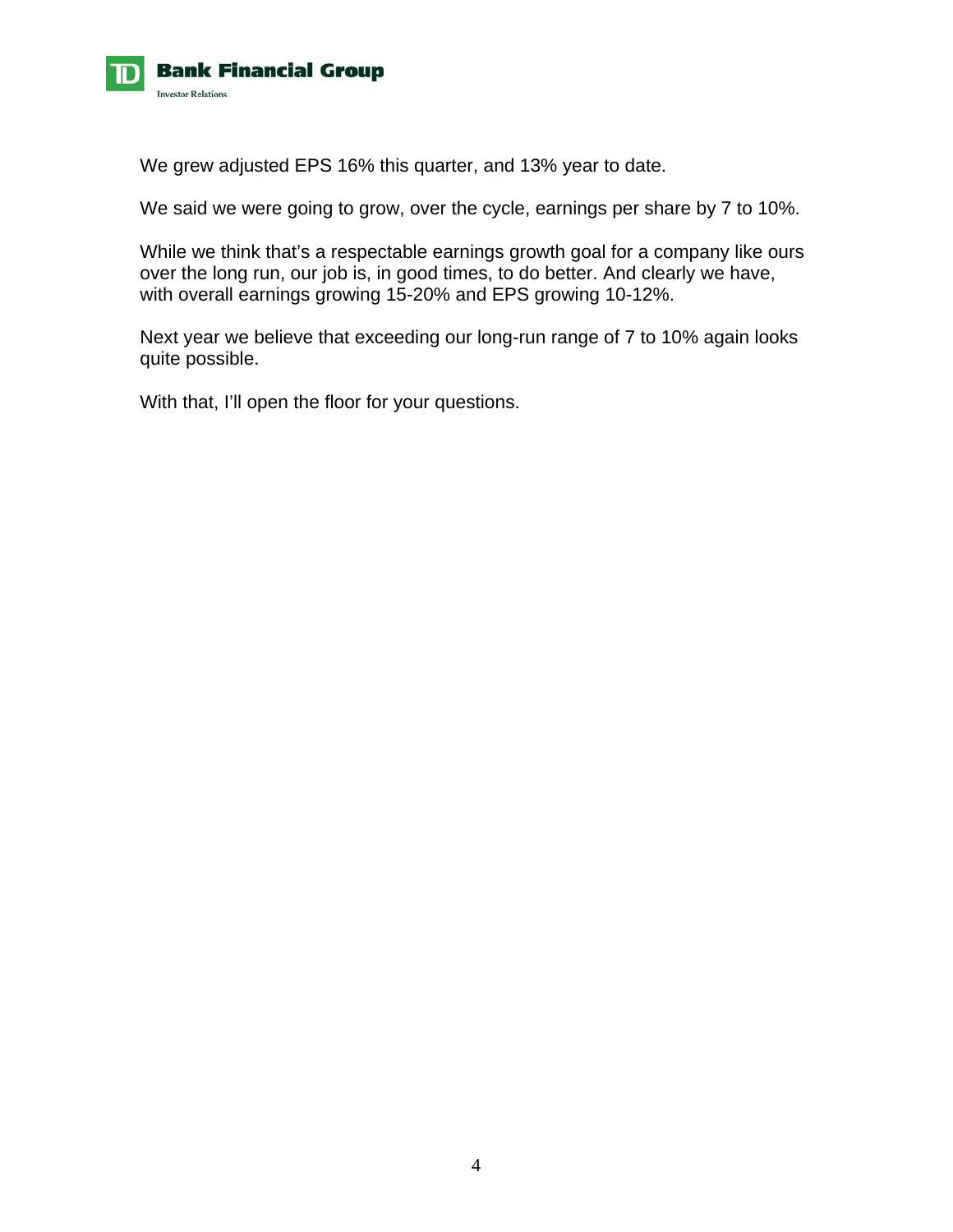We grew adjusted EPS 16% this quarter, and 13% year to date.

We said we were going to grow, over the cycle, earnings per share by 7 to 10%.

While we think that's a respectable earnings growth goal for a company like ours over the long run, our job is, in good times, to do better. And clearly we have, with overall earnings growing 15-20% and EPS growing 10-12%.

Next year we believe that exceeding our long-run range of 7 to 10% again looks quite possible.

With that, I'll open the floor for your questions.